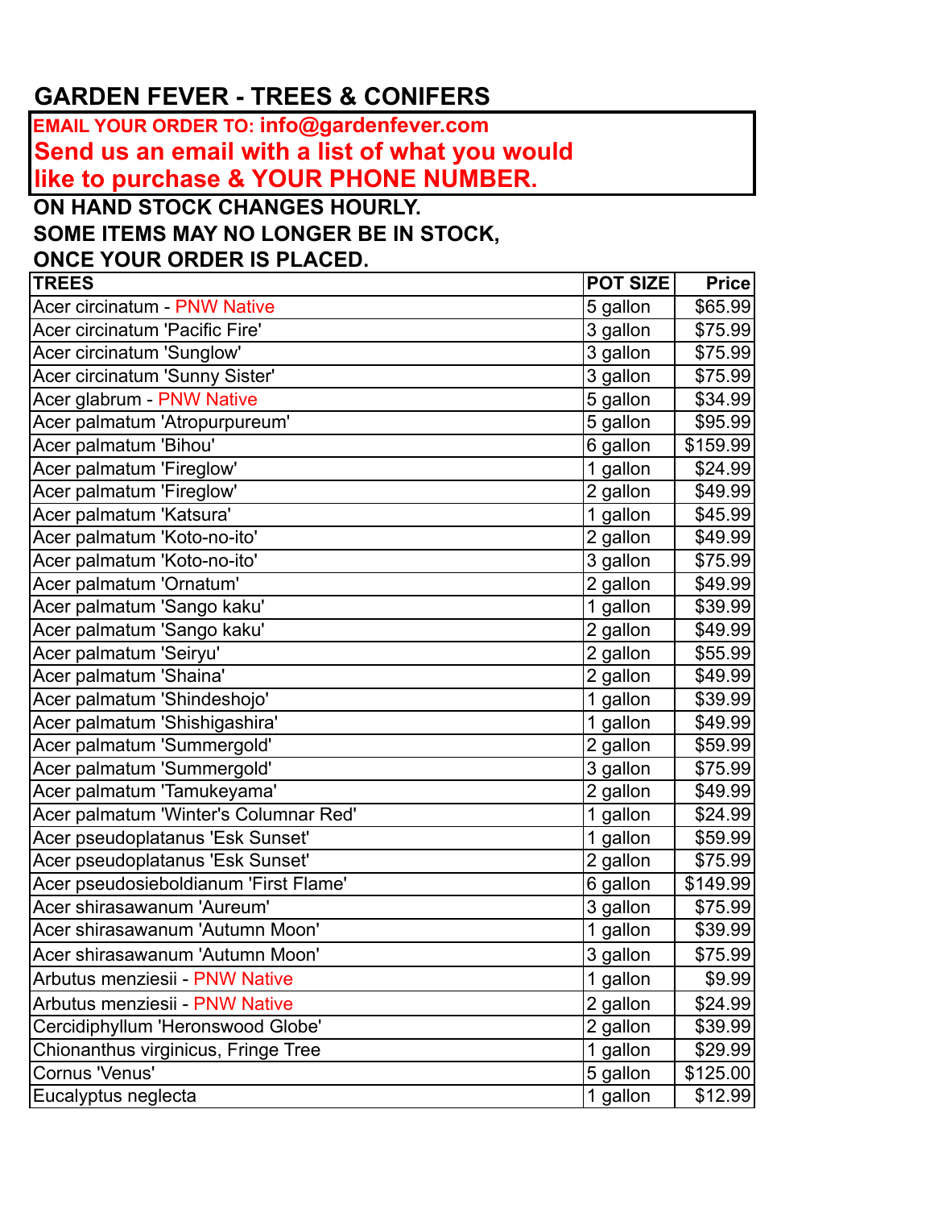# GARDEN FEVER - TREES & CONIFERS

**EMAIL YOUR ORDER TO: info@gardenfever.com**
**Send us an email with a list of what you would like to purchase & YOUR PHONE NUMBER.**

**ON HAND STOCK CHANGES HOURLY.**
**SOME ITEMS MAY NO LONGER BE IN STOCK,**
**ONCE YOUR ORDER IS PLACED.**

| TREES | POT SIZE | Price |
|---|---|---|
| Acer circinatum - PNW Native | 5 gallon | $65.99 |
| Acer circinatum 'Pacific Fire' | 3 gallon | $75.99 |
| Acer circinatum 'Sunglow' | 3 gallon | $75.99 |
| Acer circinatum 'Sunny Sister' | 3 gallon | $75.99 |
| Acer glabrum - PNW Native | 5 gallon | $34.99 |
| Acer palmatum 'Atropurpureum' | 5 gallon | $95.99 |
| Acer palmatum 'Bihou' | 6 gallon | $159.99 |
| Acer palmatum 'Fireglow' | 1 gallon | $24.99 |
| Acer palmatum 'Fireglow' | 2 gallon | $49.99 |
| Acer palmatum 'Katsura' | 1 gallon | $45.99 |
| Acer palmatum 'Koto-no-ito' | 2 gallon | $49.99 |
| Acer palmatum 'Koto-no-ito' | 3 gallon | $75.99 |
| Acer palmatum 'Ornatum' | 2 gallon | $49.99 |
| Acer palmatum 'Sango kaku' | 1 gallon | $39.99 |
| Acer palmatum 'Sango kaku' | 2 gallon | $49.99 |
| Acer palmatum 'Seiryu' | 2 gallon | $55.99 |
| Acer palmatum 'Shaina' | 2 gallon | $49.99 |
| Acer palmatum 'Shindeshojo' | 1 gallon | $39.99 |
| Acer palmatum 'Shishigashira' | 1 gallon | $49.99 |
| Acer palmatum 'Summergold' | 2 gallon | $59.99 |
| Acer palmatum 'Summergold' | 3 gallon | $75.99 |
| Acer palmatum 'Tamukeyama' | 2 gallon | $49.99 |
| Acer palmatum 'Winter's Columnar Red' | 1 gallon | $24.99 |
| Acer pseudoplatanus 'Esk Sunset' | 1 gallon | $59.99 |
| Acer pseudoplatanus 'Esk Sunset' | 2 gallon | $75.99 |
| Acer pseudosieboldianum 'First Flame' | 6 gallon | $149.99 |
| Acer shirasawanum 'Aureum' | 3 gallon | $75.99 |
| Acer shirasawanum 'Autumn Moon' | 1 gallon | $39.99 |
| Acer shirasawanum 'Autumn Moon' | 3 gallon | $75.99 |
| Arbutus menziesii - PNW Native | 1 gallon | $9.99 |
| Arbutus menziesii - PNW Native | 2 gallon | $24.99 |
| Cercidiphyllum 'Heronswood Globe' | 2 gallon | $39.99 |
| Chionanthus virginicus, Fringe Tree | 1 gallon | $29.99 |
| Cornus 'Venus' | 5 gallon | $125.00 |
| Eucalyptus neglecta | 1 gallon | $12.99 |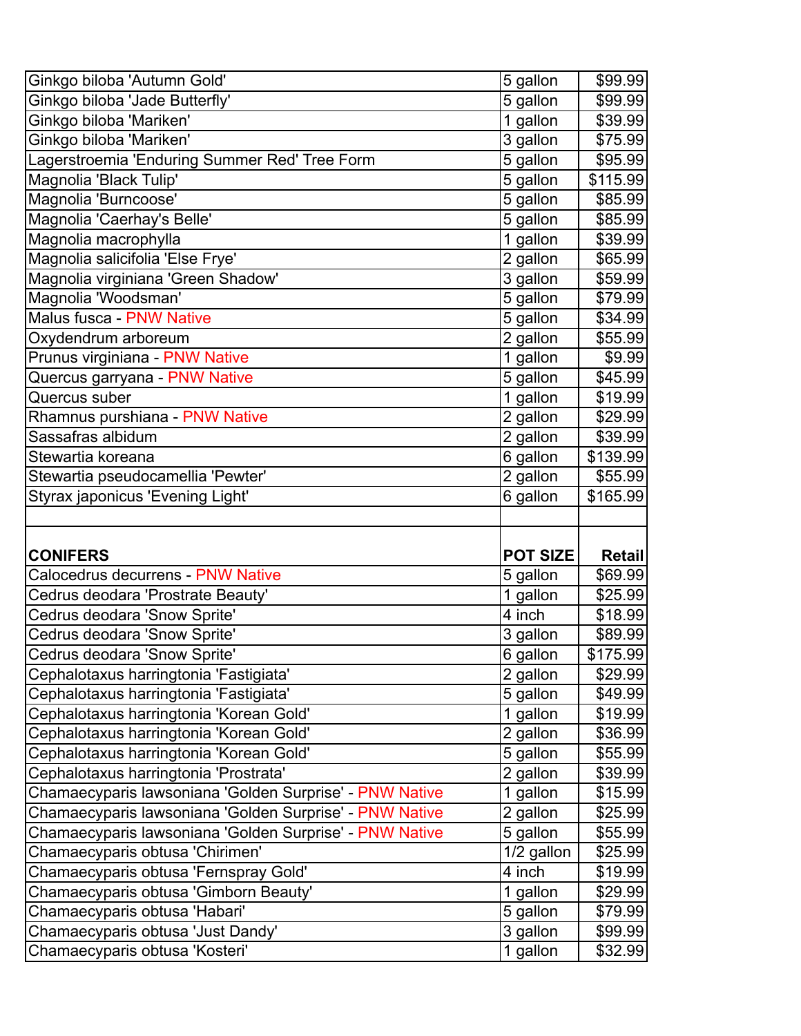| | | |
|---|---|---|
| Ginkgo biloba 'Autumn Gold' | 5 gallon | $99.99 |
| Ginkgo biloba 'Jade Butterfly' | 5 gallon | $99.99 |
| Ginkgo biloba 'Mariken' | 1 gallon | $39.99 |
| Ginkgo biloba 'Mariken' | 3 gallon | $75.99 |
| Lagerstroemia 'Enduring Summer Red' Tree Form | 5 gallon | $95.99 |
| Magnolia 'Black Tulip' | 5 gallon | $115.99 |
| Magnolia 'Burncoose' | 5 gallon | $85.99 |
| Magnolia 'Caerhay's Belle' | 5 gallon | $85.99 |
| Magnolia macrophylla | 1 gallon | $39.99 |
| Magnolia salicifolia 'Else Frye' | 2 gallon | $65.99 |
| Magnolia virginiana 'Green Shadow' | 3 gallon | $59.99 |
| Magnolia 'Woodsman' | 5 gallon | $79.99 |
| Malus fusca - PNW Native | 5 gallon | $34.99 |
| Oxydendrum arboreum | 2 gallon | $55.99 |
| Prunus virginiana - PNW Native | 1 gallon | $9.99 |
| Quercus garryana - PNW Native | 5 gallon | $45.99 |
| Quercus suber | 1 gallon | $19.99 |
| Rhamnus purshiana - PNW Native | 2 gallon | $29.99 |
| Sassafras albidum | 2 gallon | $39.99 |
| Stewartia koreana | 6 gallon | $139.99 |
| Stewartia pseudocamellia 'Pewter' | 2 gallon | $55.99 |
| Styrax japonicus 'Evening Light' | 6 gallon | $165.99 |
| | | |
| **CONIFERS** | **POT SIZE** | **Retail** |
| Calocedrus decurrens - PNW Native | 5 gallon | $69.99 |
| Cedrus deodara 'Prostrate Beauty' | 1 gallon | $25.99 |
| Cedrus deodara 'Snow Sprite' | 4 inch | $18.99 |
| Cedrus deodara 'Snow Sprite' | 3 gallon | $89.99 |
| Cedrus deodara 'Snow Sprite' | 6 gallon | $175.99 |
| Cephalotaxus harringtonia 'Fastigiata' | 2 gallon | $29.99 |
| Cephalotaxus harringtonia 'Fastigiata' | 5 gallon | $49.99 |
| Cephalotaxus harringtonia 'Korean Gold' | 1 gallon | $19.99 |
| Cephalotaxus harringtonia 'Korean Gold' | 2 gallon | $36.99 |
| Cephalotaxus harringtonia 'Korean Gold' | 5 gallon | $55.99 |
| Cephalotaxus harringtonia 'Prostrata' | 2 gallon | $39.99 |
| Chamaecyparis lawsoniana 'Golden Surprise' - PNW Native | 1 gallon | $15.99 |
| Chamaecyparis lawsoniana 'Golden Surprise' - PNW Native | 2 gallon | $25.99 |
| Chamaecyparis lawsoniana 'Golden Surprise' - PNW Native | 5 gallon | $55.99 |
| Chamaecyparis obtusa 'Chirimen' | 1/2 gallon | $25.99 |
| Chamaecyparis obtusa 'Fernspray Gold' | 4 inch | $19.99 |
| Chamaecyparis obtusa 'Gimborn Beauty' | 1 gallon | $29.99 |
| Chamaecyparis obtusa 'Habari' | 5 gallon | $79.99 |
| Chamaecyparis obtusa 'Just Dandy' | 3 gallon | $99.99 |
| Chamaecyparis obtusa 'Kosteri' | 1 gallon | $32.99 |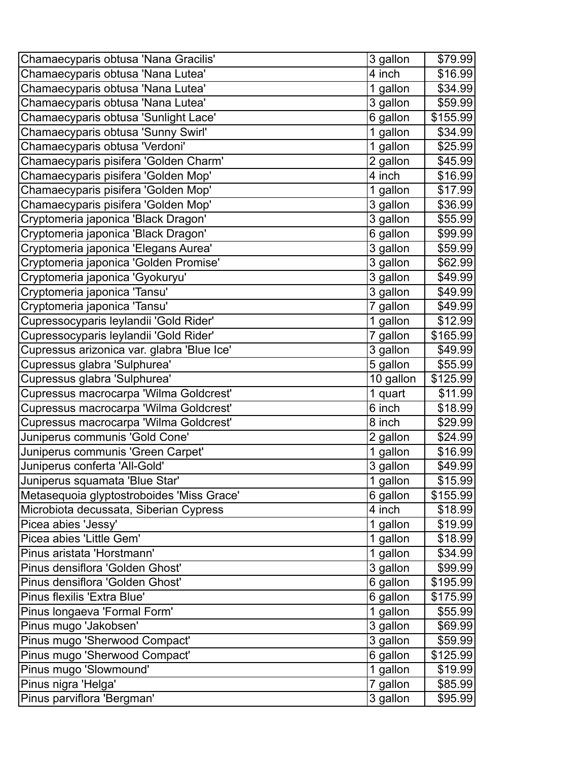| Chamaecyparis obtusa 'Nana Gracilis' | 3 gallon | $79.99 |
|---|---|---|
| Chamaecyparis obtusa 'Nana Lutea' | 4 inch | $16.99 |
| Chamaecyparis obtusa 'Nana Lutea' | 1 gallon | $34.99 |
| Chamaecyparis obtusa 'Nana Lutea' | 3 gallon | $59.99 |
| Chamaecyparis obtusa 'Sunlight Lace' | 6 gallon | $155.99 |
| Chamaecyparis obtusa 'Sunny Swirl' | 1 gallon | $34.99 |
| Chamaecyparis obtusa 'Verdoni' | 1 gallon | $25.99 |
| Chamaecyparis pisifera 'Golden Charm' | 2 gallon | $45.99 |
| Chamaecyparis pisifera 'Golden Mop' | 4 inch | $16.99 |
| Chamaecyparis pisifera 'Golden Mop' | 1 gallon | $17.99 |
| Chamaecyparis pisifera 'Golden Mop' | 3 gallon | $36.99 |
| Cryptomeria japonica 'Black Dragon' | 3 gallon | $55.99 |
| Cryptomeria japonica 'Black Dragon' | 6 gallon | $99.99 |
| Cryptomeria japonica 'Elegans Aurea' | 3 gallon | $59.99 |
| Cryptomeria japonica 'Golden Promise' | 3 gallon | $62.99 |
| Cryptomeria japonica 'Gyokuryu' | 3 gallon | $49.99 |
| Cryptomeria japonica 'Tansu' | 3 gallon | $49.99 |
| Cryptomeria japonica 'Tansu' | 7 gallon | $49.99 |
| Cupressocyparis leylandii 'Gold Rider' | 1 gallon | $12.99 |
| Cupressocyparis leylandii 'Gold Rider' | 7 gallon | $165.99 |
| Cupressus arizonica var. glabra 'Blue Ice' | 3 gallon | $49.99 |
| Cupressus glabra 'Sulphurea' | 5 gallon | $55.99 |
| Cupressus glabra 'Sulphurea' | 10 gallon | $125.99 |
| Cupressus macrocarpa 'Wilma Goldcrest' | 1 quart | $11.99 |
| Cupressus macrocarpa 'Wilma Goldcrest' | 6 inch | $18.99 |
| Cupressus macrocarpa 'Wilma Goldcrest' | 8 inch | $29.99 |
| Juniperus communis 'Gold Cone' | 2 gallon | $24.99 |
| Juniperus communis 'Green Carpet' | 1 gallon | $16.99 |
| Juniperus conferta 'All-Gold' | 3 gallon | $49.99 |
| Juniperus squamata 'Blue Star' | 1 gallon | $15.99 |
| Metasequoia glyptostroboides 'Miss Grace' | 6 gallon | $155.99 |
| Microbiota decussata, Siberian Cypress | 4 inch | $18.99 |
| Picea abies 'Jessy' | 1 gallon | $19.99 |
| Picea abies 'Little Gem' | 1 gallon | $18.99 |
| Pinus aristata 'Horstmann' | 1 gallon | $34.99 |
| Pinus densiflora 'Golden Ghost' | 3 gallon | $99.99 |
| Pinus densiflora 'Golden Ghost' | 6 gallon | $195.99 |
| Pinus flexilis 'Extra Blue' | 6 gallon | $175.99 |
| Pinus longaeva 'Formal Form' | 1 gallon | $55.99 |
| Pinus mugo 'Jakobsen' | 3 gallon | $69.99 |
| Pinus mugo 'Sherwood Compact' | 3 gallon | $59.99 |
| Pinus mugo 'Sherwood Compact' | 6 gallon | $125.99 |
| Pinus mugo 'Slowmound' | 1 gallon | $19.99 |
| Pinus nigra 'Helga' | 7 gallon | $85.99 |
| Pinus parviflora 'Bergman' | 3 gallon | $95.99 |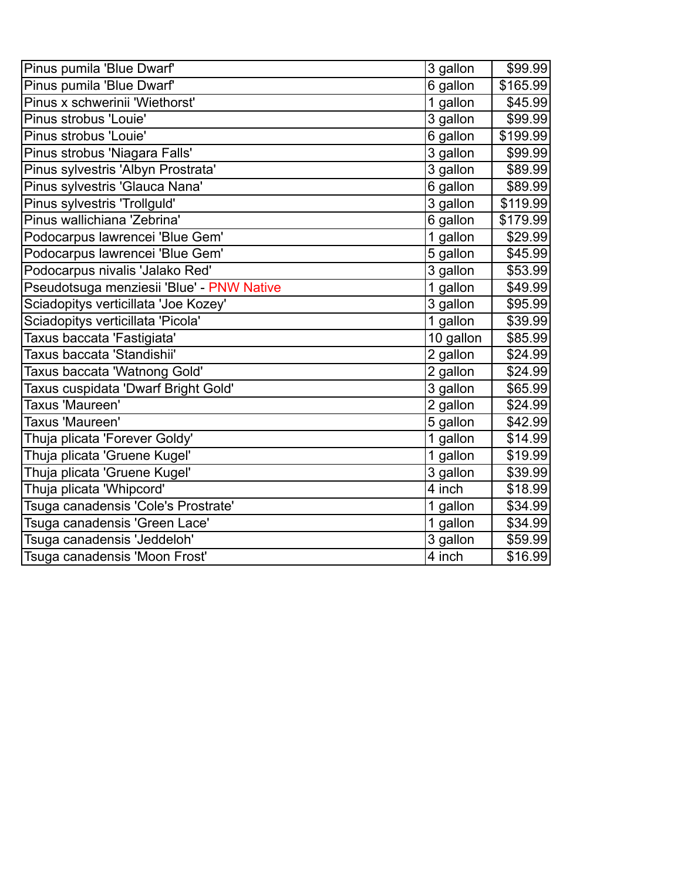| | | |
|---|---|---|
| Pinus pumila 'Blue Dwarf' | 3 gallon | $99.99 |
| Pinus pumila 'Blue Dwarf' | 6 gallon | $165.99 |
| Pinus x schwerinii 'Wiethorst' | 1 gallon | $45.99 |
| Pinus strobus 'Louie' | 3 gallon | $99.99 |
| Pinus strobus 'Louie' | 6 gallon | $199.99 |
| Pinus strobus 'Niagara Falls' | 3 gallon | $99.99 |
| Pinus sylvestris 'Albyn Prostrata' | 3 gallon | $89.99 |
| Pinus sylvestris 'Glauca Nana' | 6 gallon | $89.99 |
| Pinus sylvestris 'Trollguld' | 3 gallon | $119.99 |
| Pinus wallichiana 'Zebrina' | 6 gallon | $179.99 |
| Podocarpus lawrencei 'Blue Gem' | 1 gallon | $29.99 |
| Podocarpus lawrencei 'Blue Gem' | 5 gallon | $45.99 |
| Podocarpus nivalis 'Jalako Red' | 3 gallon | $53.99 |
| Pseudotsuga menziesii 'Blue' - PNW Native | 1 gallon | $49.99 |
| Sciadopitys verticillata 'Joe Kozey' | 3 gallon | $95.99 |
| Sciadopitys verticillata 'Picola' | 1 gallon | $39.99 |
| Taxus baccata 'Fastigiata' | 10 gallon | $85.99 |
| Taxus baccata 'Standishii' | 2 gallon | $24.99 |
| Taxus baccata 'Watnong Gold' | 2 gallon | $24.99 |
| Taxus cuspidata 'Dwarf Bright Gold' | 3 gallon | $65.99 |
| Taxus 'Maureen' | 2 gallon | $24.99 |
| Taxus 'Maureen' | 5 gallon | $42.99 |
| Thuja plicata 'Forever Goldy' | 1 gallon | $14.99 |
| Thuja plicata 'Gruene Kugel' | 1 gallon | $19.99 |
| Thuja plicata 'Gruene Kugel' | 3 gallon | $39.99 |
| Thuja plicata 'Whipcord' | 4 inch | $18.99 |
| Tsuga canadensis 'Cole's Prostrate' | 1 gallon | $34.99 |
| Tsuga canadensis 'Green Lace' | 1 gallon | $34.99 |
| Tsuga canadensis 'Jeddeloh' | 3 gallon | $59.99 |
| Tsuga canadensis 'Moon Frost' | 4 inch | $16.99 |